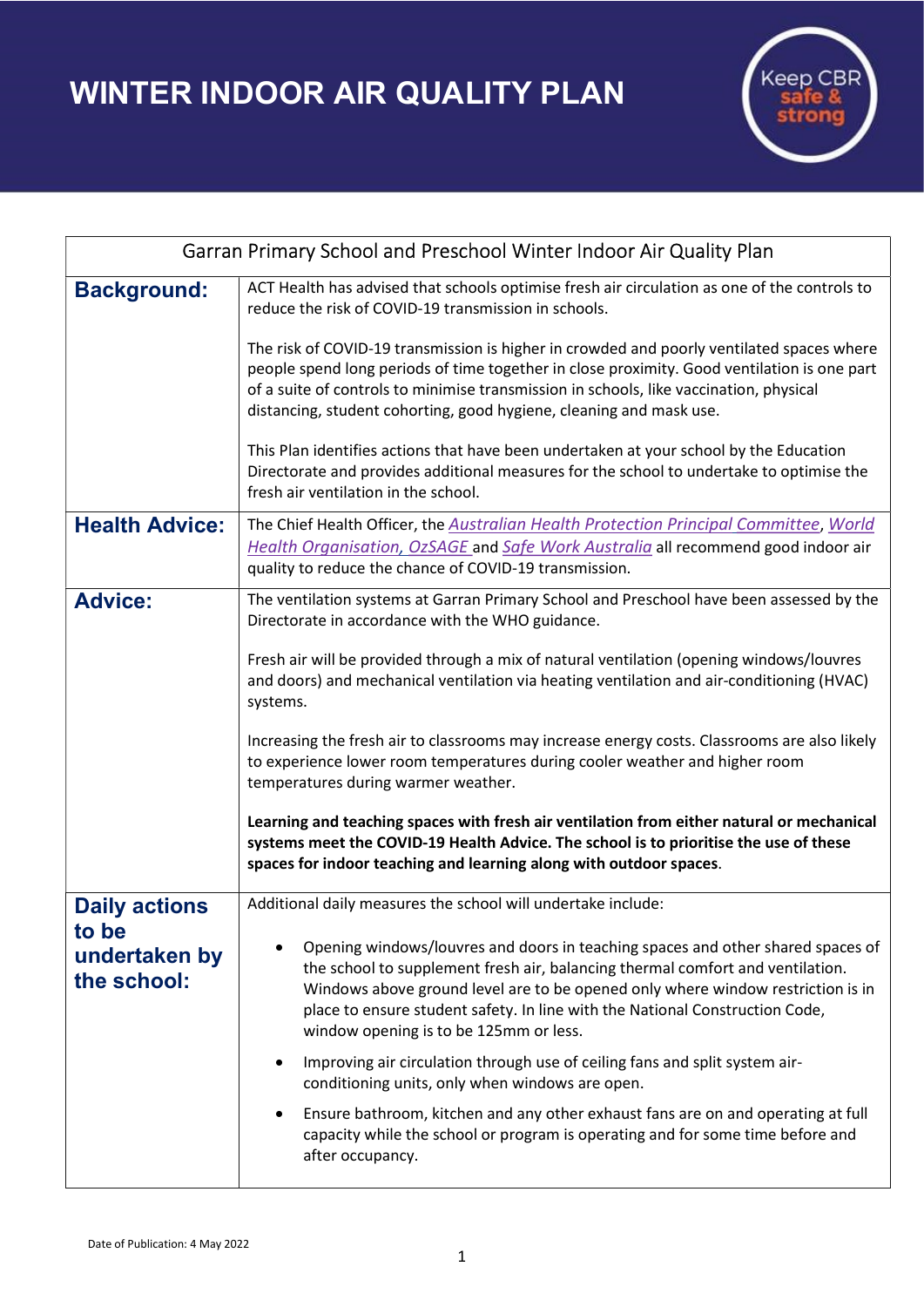# WINTER INDOOR AIR QUALITY PLAN

Keep CBR safe & strong

| Garran Primary School and Preschool Winter Indoor Air Quality Plan | |
|---|---|
| **Background:** | ACT Health has advised that schools optimise fresh air circulation as one of the controls to reduce the risk of COVID-19 transmission in schools.<br><br>The risk of COVID-19 transmission is higher in crowded and poorly ventilated spaces where people spend long periods of time together in close proximity. Good ventilation is one part of a suite of controls to minimise transmission in schools, like vaccination, physical distancing, student cohorting, good hygiene, cleaning and mask use.<br><br>This Plan identifies actions that have been undertaken at your school by the Education Directorate and provides additional measures for the school to undertake to optimise the fresh air ventilation in the school. |
| **Health Advice:** | The Chief Health Officer, the *Australian Health Protection Principal Committee*, *World Health Organisation, OzSAGE* and *Safe Work Australia* all recommend good indoor air quality to reduce the chance of COVID-19 transmission. |
| **Advice:** | The ventilation systems at Garran Primary School and Preschool have been assessed by the Directorate in accordance with the WHO guidance.<br><br>Fresh air will be provided through a mix of natural ventilation (opening windows/louvres and doors) and mechanical ventilation via heating ventilation and air-conditioning (HVAC) systems.<br><br>Increasing the fresh air to classrooms may increase energy costs. Classrooms are also likely to experience lower room temperatures during cooler weather and higher room temperatures during warmer weather.<br><br>**Learning and teaching spaces with fresh air ventilation from either natural or mechanical systems meet the COVID-19 Health Advice. The school is to prioritise the use of these spaces for indoor teaching and learning along with outdoor spaces**. |
| **Daily actions to be undertaken by the school:** | Additional daily measures the school will undertake include:<br><br>• Opening windows/louvres and doors in teaching spaces and other shared spaces of the school to supplement fresh air, balancing thermal comfort and ventilation. Windows above ground level are to be opened only where window restriction is in place to ensure student safety. In line with the National Construction Code, window opening is to be 125mm or less.<br><br>• Improving air circulation through use of ceiling fans and split system air-conditioning units, only when windows are open.<br><br>• Ensure bathroom, kitchen and any other exhaust fans are on and operating at full capacity while the school or program is operating and for some time before and after occupancy. |

Date of Publication: 4 May 2022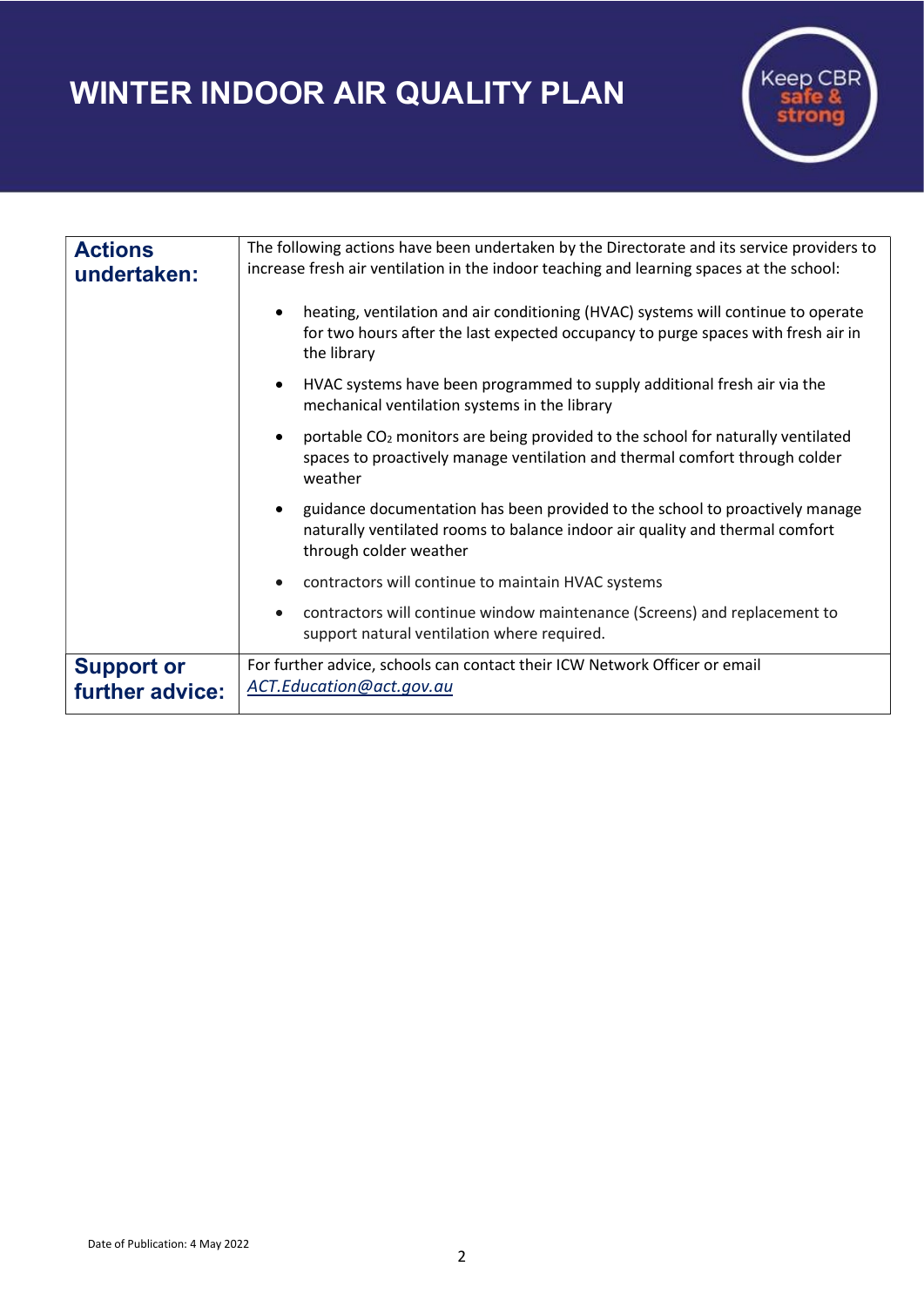# WINTER INDOOR AIR QUALITY PLAN

Keep CBR safe & strong

| | |
|---|---|
| **Actions undertaken:** | The following actions have been undertaken by the Directorate and its service providers to increase fresh air ventilation in the indoor teaching and learning spaces at the school:<br><br>• heating, ventilation and air conditioning (HVAC) systems will continue to operate for two hours after the last expected occupancy to purge spaces with fresh air in the library<br>• HVAC systems have been programmed to supply additional fresh air via the mechanical ventilation systems in the library<br>• portable $CO_2$ monitors are being provided to the school for naturally ventilated spaces to proactively manage ventilation and thermal comfort through colder weather<br>• guidance documentation has been provided to the school to proactively manage naturally ventilated rooms to balance indoor air quality and thermal comfort through colder weather<br>• contractors will continue to maintain HVAC systems<br>• contractors will continue window maintenance (Screens) and replacement to support natural ventilation where required. |
| **Support or further advice:** | For further advice, schools can contact their ICW Network Officer or email *ACT.Education@act.gov.au* |

Date of Publication: 4 May 2022